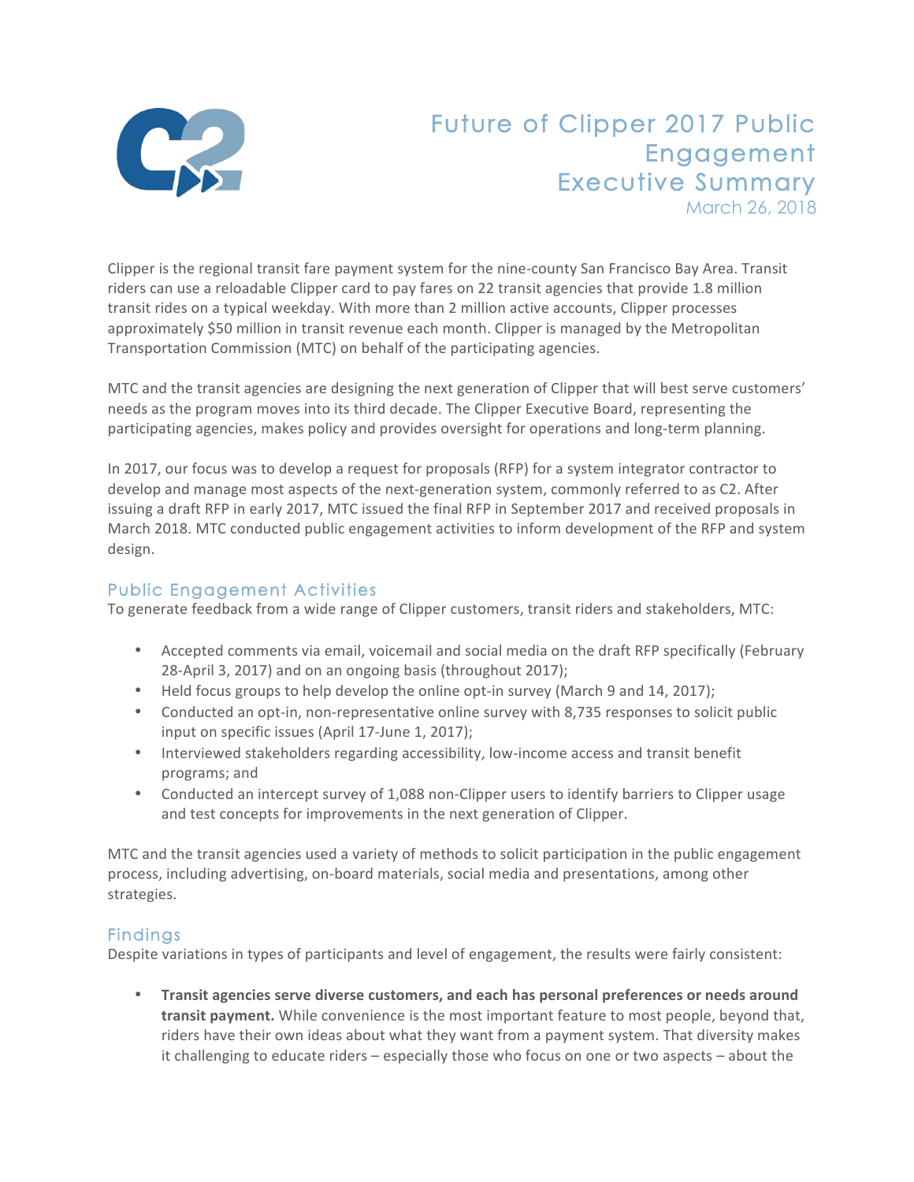# Future of Clipper 2017 Public Engagement Executive Summary

March 26, 2018

Clipper is the regional transit fare payment system for the nine-county San Francisco Bay Area. Transit riders can use a reloadable Clipper card to pay fares on 22 transit agencies that provide 1.8 million transit rides on a typical weekday. With more than 2 million active accounts, Clipper processes approximately $50 million in transit revenue each month. Clipper is managed by the Metropolitan Transportation Commission (MTC) on behalf of the participating agencies.

MTC and the transit agencies are designing the next generation of Clipper that will best serve customers' needs as the program moves into its third decade. The Clipper Executive Board, representing the participating agencies, makes policy and provides oversight for operations and long-term planning.

In 2017, our focus was to develop a request for proposals (RFP) for a system integrator contractor to develop and manage most aspects of the next-generation system, commonly referred to as C2. After issuing a draft RFP in early 2017, MTC issued the final RFP in September 2017 and received proposals in March 2018. MTC conducted public engagement activities to inform development of the RFP and system design.

## Public Engagement Activities

To generate feedback from a wide range of Clipper customers, transit riders and stakeholders, MTC:

- Accepted comments via email, voicemail and social media on the draft RFP specifically (February 28-April 3, 2017) and on an ongoing basis (throughout 2017);
- Held focus groups to help develop the online opt-in survey (March 9 and 14, 2017);
- Conducted an opt-in, non-representative online survey with 8,735 responses to solicit public input on specific issues (April 17-June 1, 2017);
- Interviewed stakeholders regarding accessibility, low-income access and transit benefit programs; and
- Conducted an intercept survey of 1,088 non-Clipper users to identify barriers to Clipper usage and test concepts for improvements in the next generation of Clipper.

MTC and the transit agencies used a variety of methods to solicit participation in the public engagement process, including advertising, on-board materials, social media and presentations, among other strategies.

## Findings

Despite variations in types of participants and level of engagement, the results were fairly consistent:

- **Transit agencies serve diverse customers, and each has personal preferences or needs around transit payment.** While convenience is the most important feature to most people, beyond that, riders have their own ideas about what they want from a payment system. That diversity makes it challenging to educate riders – especially those who focus on one or two aspects – about the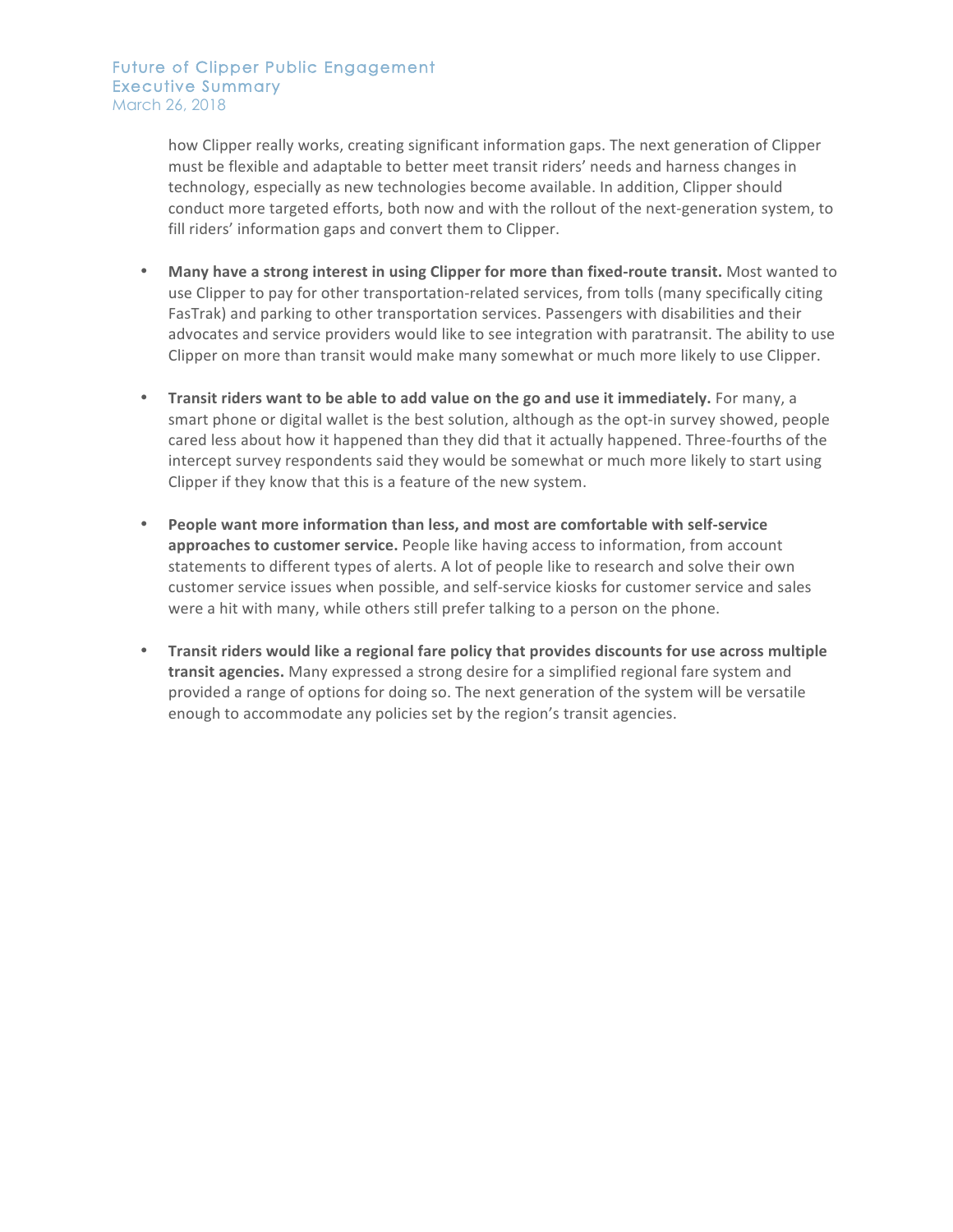how Clipper really works, creating significant information gaps. The next generation of Clipper must be flexible and adaptable to better meet transit riders' needs and harness changes in technology, especially as new technologies become available. In addition, Clipper should conduct more targeted efforts, both now and with the rollout of the next-generation system, to fill riders' information gaps and convert them to Clipper.

- **Many have a strong interest in using Clipper for more than fixed-route transit.** Most wanted to use Clipper to pay for other transportation-related services, from tolls (many specifically citing FasTrak) and parking to other transportation services. Passengers with disabilities and their advocates and service providers would like to see integration with paratransit. The ability to use Clipper on more than transit would make many somewhat or much more likely to use Clipper.

- **Transit riders want to be able to add value on the go and use it immediately.** For many, a smart phone or digital wallet is the best solution, although as the opt-in survey showed, people cared less about how it happened than they did that it actually happened. Three-fourths of the intercept survey respondents said they would be somewhat or much more likely to start using Clipper if they know that this is a feature of the new system.

- **People want more information than less, and most are comfortable with self-service approaches to customer service.** People like having access to information, from account statements to different types of alerts. A lot of people like to research and solve their own customer service issues when possible, and self-service kiosks for customer service and sales were a hit with many, while others still prefer talking to a person on the phone.

- **Transit riders would like a regional fare policy that provides discounts for use across multiple transit agencies.** Many expressed a strong desire for a simplified regional fare system and provided a range of options for doing so. The next generation of the system will be versatile enough to accommodate any policies set by the region's transit agencies.